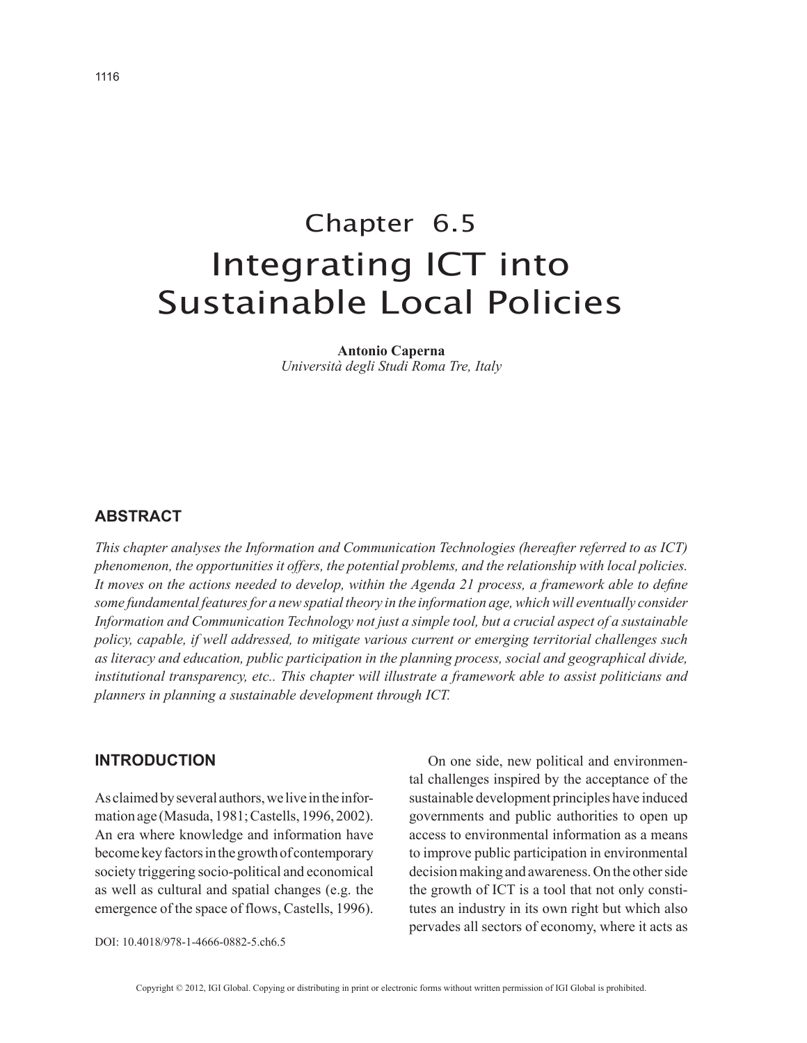# Chapter 6.5
# Integrating ICT into Sustainable Local Policies

**Antonio Caperna**
*Università degli Studi Roma Tre, Italy*

## ABSTRACT

*This chapter analyses the Information and Communication Technologies (hereafter referred to as ICT) phenomenon, the opportunities it offers, the potential problems, and the relationship with local policies. It moves on the actions needed to develop, within the Agenda 21 process, a framework able to define some fundamental features for a new spatial theory in the information age, which will eventually consider Information and Communication Technology not just a simple tool, but a crucial aspect of a sustainable policy, capable, if well addressed, to mitigate various current or emerging territorial challenges such as literacy and education, public participation in the planning process, social and geographical divide, institutional transparency, etc.. This chapter will illustrate a framework able to assist politicians and planners in planning a sustainable development through ICT.*

## INTRODUCTION

As claimed by several authors, we live in the information age (Masuda, 1981; Castells, 1996, 2002). An era where knowledge and information have become key factors in the growth of contemporary society triggering socio-political and economical as well as cultural and spatial changes (e.g. the emergence of the space of flows, Castells, 1996).

DOI: 10.4018/978-1-4666-0882-5.ch6.5

On one side, new political and environmental challenges inspired by the acceptance of the sustainable development principles have induced governments and public authorities to open up access to environmental information as a means to improve public participation in environmental decision making and awareness. On the other side the growth of ICT is a tool that not only constitutes an industry in its own right but which also pervades all sectors of economy, where it acts as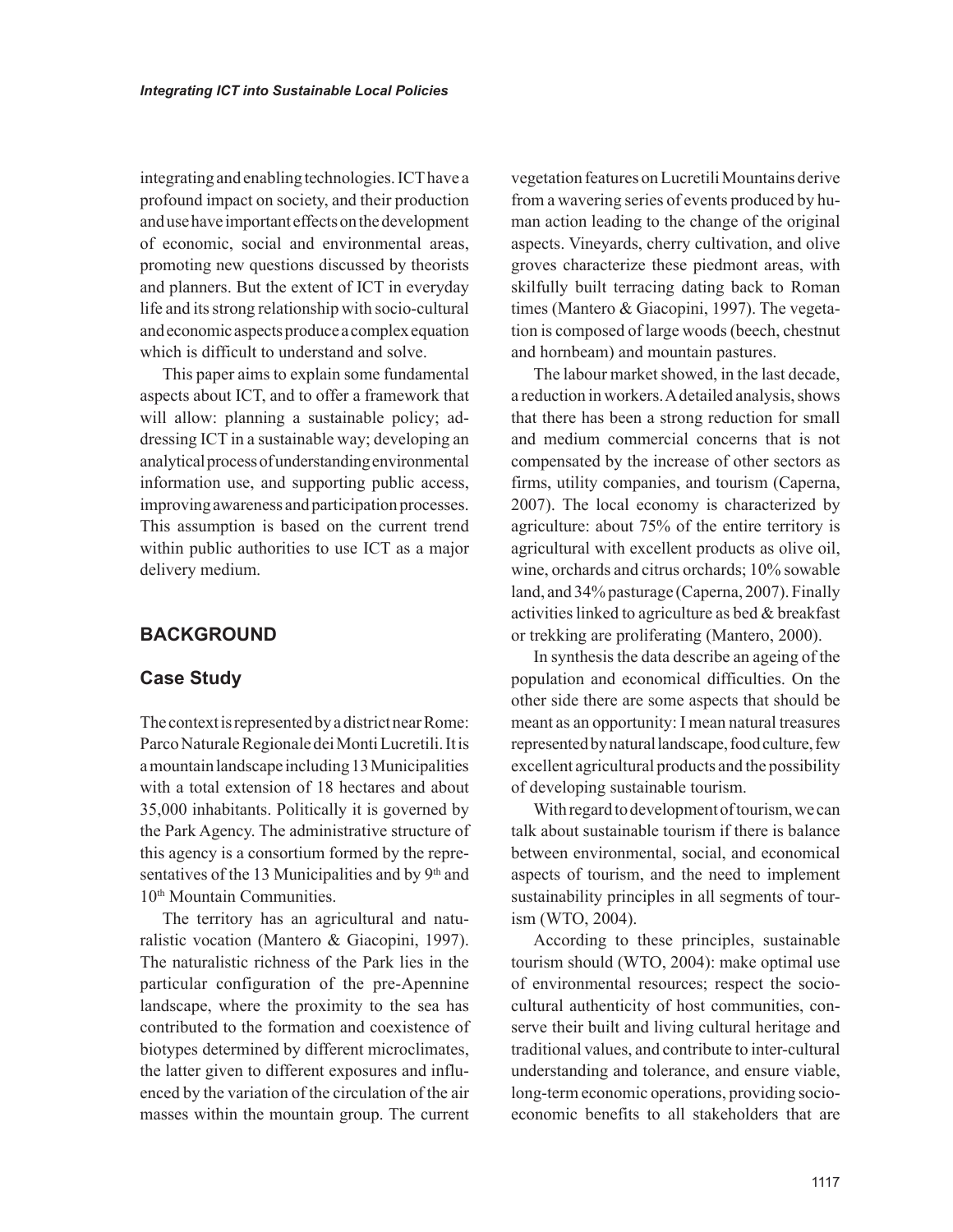integrating and enabling technologies. ICT have a profound impact on society, and their production and use have important effects on the development of economic, social and environmental areas, promoting new questions discussed by theorists and planners. But the extent of ICT in everyday life and its strong relationship with socio-cultural and economic aspects produce a complex equation which is difficult to understand and solve.

This paper aims to explain some fundamental aspects about ICT, and to offer a framework that will allow: planning a sustainable policy; addressing ICT in a sustainable way; developing an analytical process of understanding environmental information use, and supporting public access, improving awareness and participation processes. This assumption is based on the current trend within public authorities to use ICT as a major delivery medium.

## BACKGROUND

### Case Study

The context is represented by a district near Rome: Parco Naturale Regionale dei Monti Lucretili. It is a mountain landscape including 13 Municipalities with a total extension of 18 hectares and about 35,000 inhabitants. Politically it is governed by the Park Agency. The administrative structure of this agency is a consortium formed by the representatives of the 13 Municipalities and by 9th and 10th Mountain Communities.

The territory has an agricultural and naturalistic vocation (Mantero & Giacopini, 1997). The naturalistic richness of the Park lies in the particular configuration of the pre-Apennine landscape, where the proximity to the sea has contributed to the formation and coexistence of biotypes determined by different microclimates, the latter given to different exposures and influenced by the variation of the circulation of the air masses within the mountain group. The current vegetation features on Lucretili Mountains derive from a wavering series of events produced by human action leading to the change of the original aspects. Vineyards, cherry cultivation, and olive groves characterize these piedmont areas, with skilfully built terracing dating back to Roman times (Mantero & Giacopini, 1997). The vegetation is composed of large woods (beech, chestnut and hornbeam) and mountain pastures.

The labour market showed, in the last decade, a reduction in workers. A detailed analysis, shows that there has been a strong reduction for small and medium commercial concerns that is not compensated by the increase of other sectors as firms, utility companies, and tourism (Caperna, 2007). The local economy is characterized by agriculture: about 75% of the entire territory is agricultural with excellent products as olive oil, wine, orchards and citrus orchards; 10% sowable land, and 34% pasturage (Caperna, 2007). Finally activities linked to agriculture as bed & breakfast or trekking are proliferating (Mantero, 2000).

In synthesis the data describe an ageing of the population and economical difficulties. On the other side there are some aspects that should be meant as an opportunity: I mean natural treasures represented by natural landscape, food culture, few excellent agricultural products and the possibility of developing sustainable tourism.

With regard to development of tourism, we can talk about sustainable tourism if there is balance between environmental, social, and economical aspects of tourism, and the need to implement sustainability principles in all segments of tourism (WTO, 2004).

According to these principles, sustainable tourism should (WTO, 2004): make optimal use of environmental resources; respect the socio-cultural authenticity of host communities, conserve their built and living cultural heritage and traditional values, and contribute to inter-cultural understanding and tolerance, and ensure viable, long-term economic operations, providing socio-economic benefits to all stakeholders that are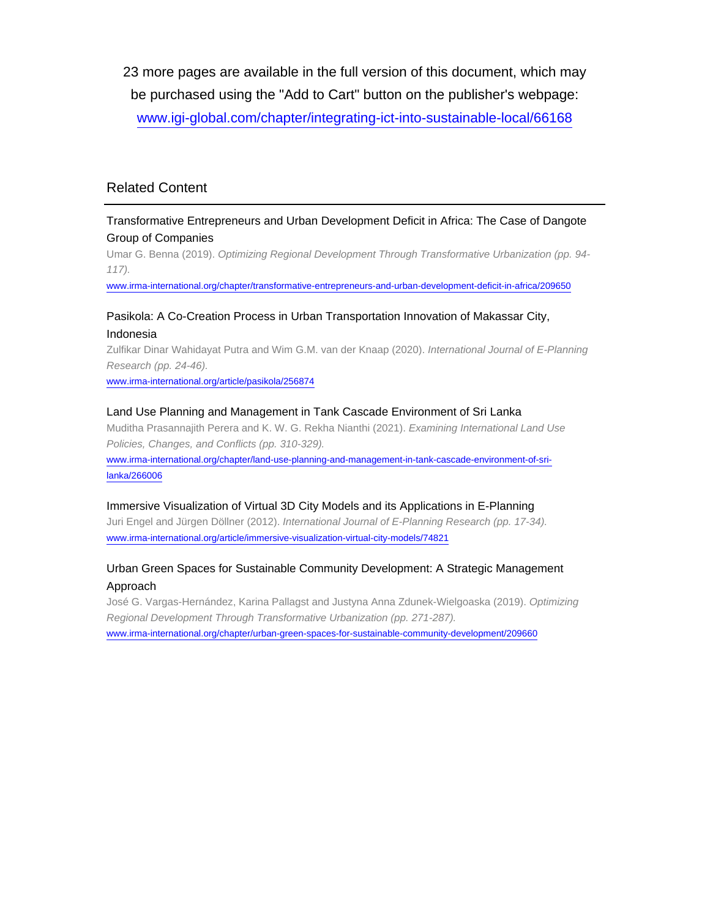23 more pages are available in the full version of this document, which may be purchased using the "Add to Cart" button on the publisher's webpage: [www.igi-global.com/chapter/integrating-ict-into-sustainable-local/66168](www.igi-global.com/chapter/integrating-ict-into-sustainable-local/66168)

## Related Content

**Transformative Entrepreneurs and Urban Development Deficit in Africa: The Case of Dangote Group of Companies**
Umar G. Benna (2019). *Optimizing Regional Development Through Transformative Urbanization (pp. 94-117).*
[www.irma-international.org/chapter/transformative-entrepreneurs-and-urban-development-deficit-in-africa/209650](www.irma-international.org/chapter/transformative-entrepreneurs-and-urban-development-deficit-in-africa/209650)

**Pasikola: A Co-Creation Process in Urban Transportation Innovation of Makassar City, Indonesia**
Zulfikar Dinar Wahidayat Putra and Wim G.M. van der Knaap (2020). *International Journal of E-Planning Research (pp. 24-46).*
[www.irma-international.org/article/pasikola/256874](www.irma-international.org/article/pasikola/256874)

**Land Use Planning and Management in Tank Cascade Environment of Sri Lanka**
Muditha Prasannajith Perera and K. W. G. Rekha Nianthi (2021). *Examining International Land Use Policies, Changes, and Conflicts (pp. 310-329).*
[www.irma-international.org/chapter/land-use-planning-and-management-in-tank-cascade-environment-of-sri-lanka/266006](www.irma-international.org/chapter/land-use-planning-and-management-in-tank-cascade-environment-of-sri-lanka/266006)

**Immersive Visualization of Virtual 3D City Models and its Applications in E-Planning**
Juri Engel and Jürgen Döllner (2012). *International Journal of E-Planning Research (pp. 17-34).*
[www.irma-international.org/article/immersive-visualization-virtual-city-models/74821](www.irma-international.org/article/immersive-visualization-virtual-city-models/74821)

**Urban Green Spaces for Sustainable Community Development: A Strategic Management Approach**
José G. Vargas-Hernández, Karina Pallagst and Justyna Anna Zdunek-Wielgoaska (2019). *Optimizing Regional Development Through Transformative Urbanization (pp. 271-287).*
[www.irma-international.org/chapter/urban-green-spaces-for-sustainable-community-development/209660](www.irma-international.org/chapter/urban-green-spaces-for-sustainable-community-development/209660)